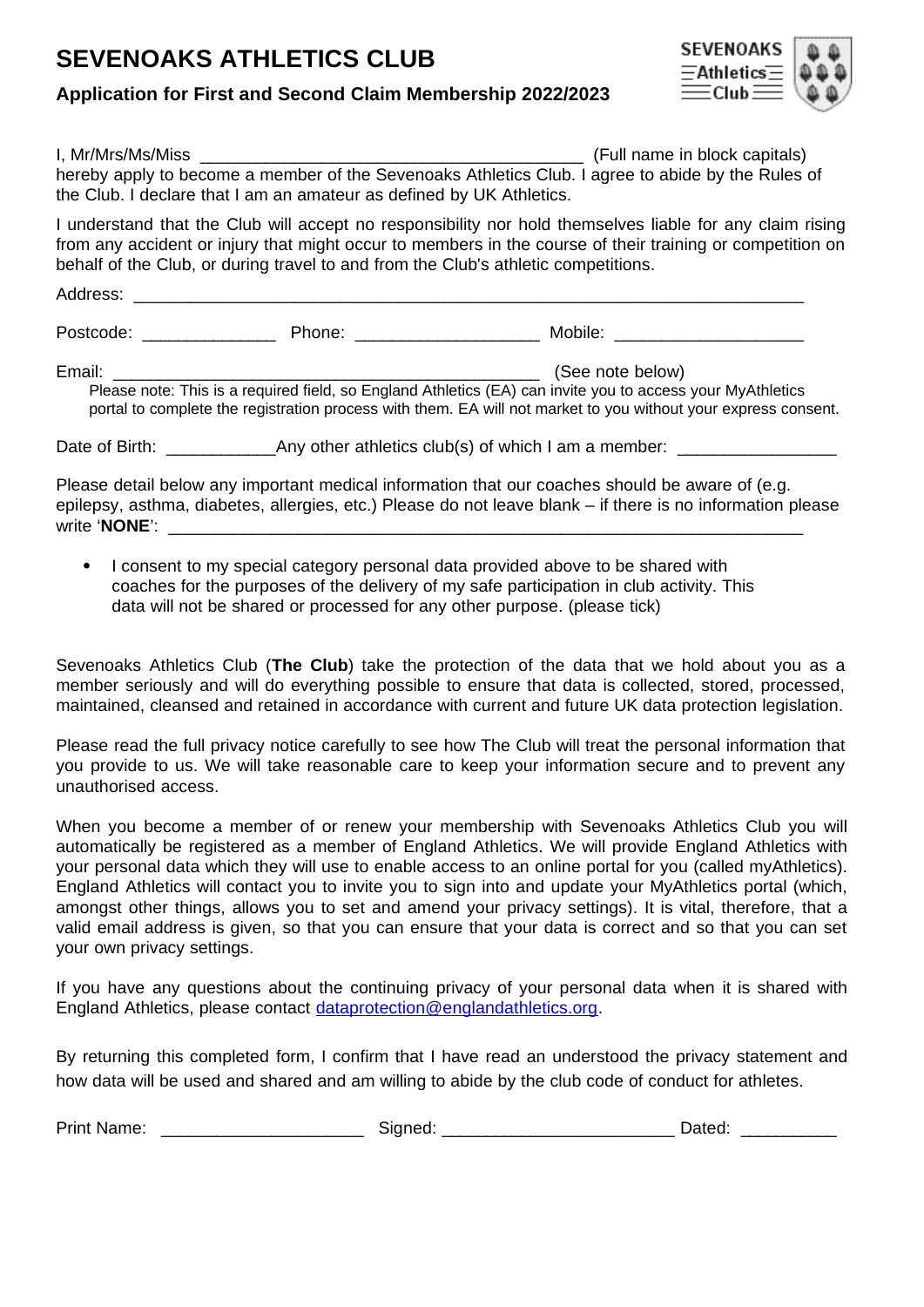# SEVENOAKS ATHLETICS CLUB

### Application for First and Second Claim Membership 2022/2023

I, Mr/Mrs/Ms/Miss ________________________________________ (Full name in block capitals) hereby apply to become a member of the Sevenoaks Athletics Club. I agree to abide by the Rules of the Club. I declare that I am an amateur as defined by UK Athletics.

I understand that the Club will accept no responsibility nor hold themselves liable for any claim rising from any accident or injury that might occur to members in the course of their training or competition on behalf of the Club, or during travel to and from the Club's athletic competitions.

Address: ______________________________________________________________________

Postcode: ______________ Phone: ___________________ Mobile: ___________________

Email: ____________________________________________ (See note below)

Please note: This is a required field, so England Athletics (EA) can invite you to access your MyAthletics portal to complete the registration process with them. EA will not market to you without your express consent.

Date of Birth: ___________Any other athletics club(s) of which I am a member: ________________

Please detail below any important medical information that our coaches should be aware of (e.g. epilepsy, asthma, diabetes, allergies, etc.) Please do not leave blank – if there is no information please write '**NONE**': ____________________________________________________________________

- I consent to my special category personal data provided above to be shared with coaches for the purposes of the delivery of my safe participation in club activity. This data will not be shared or processed for any other purpose. (please tick)

Sevenoaks Athletics Club (**The Club**) take the protection of the data that we hold about you as a member seriously and will do everything possible to ensure that data is collected, stored, processed, maintained, cleansed and retained in accordance with current and future UK data protection legislation.

Please read the full privacy notice carefully to see how The Club will treat the personal information that you provide to us. We will take reasonable care to keep your information secure and to prevent any unauthorised access.

When you become a member of or renew your membership with Sevenoaks Athletics Club you will automatically be registered as a member of England Athletics. We will provide England Athletics with your personal data which they will use to enable access to an online portal for you (called myAthletics). England Athletics will contact you to invite you to sign into and update your MyAthletics portal (which, amongst other things, allows you to set and amend your privacy settings). It is vital, therefore, that a valid email address is given, so that you can ensure that your data is correct and so that you can set your own privacy settings.

If you have any questions about the continuing privacy of your personal data when it is shared with England Athletics, please contact dataprotection@englandathletics.org.

By returning this completed form, I confirm that I have read an understood the privacy statement and how data will be used and shared and am willing to abide by the club code of conduct for athletes.

Print Name: _____________________ Signed: ________________________ Dated: __________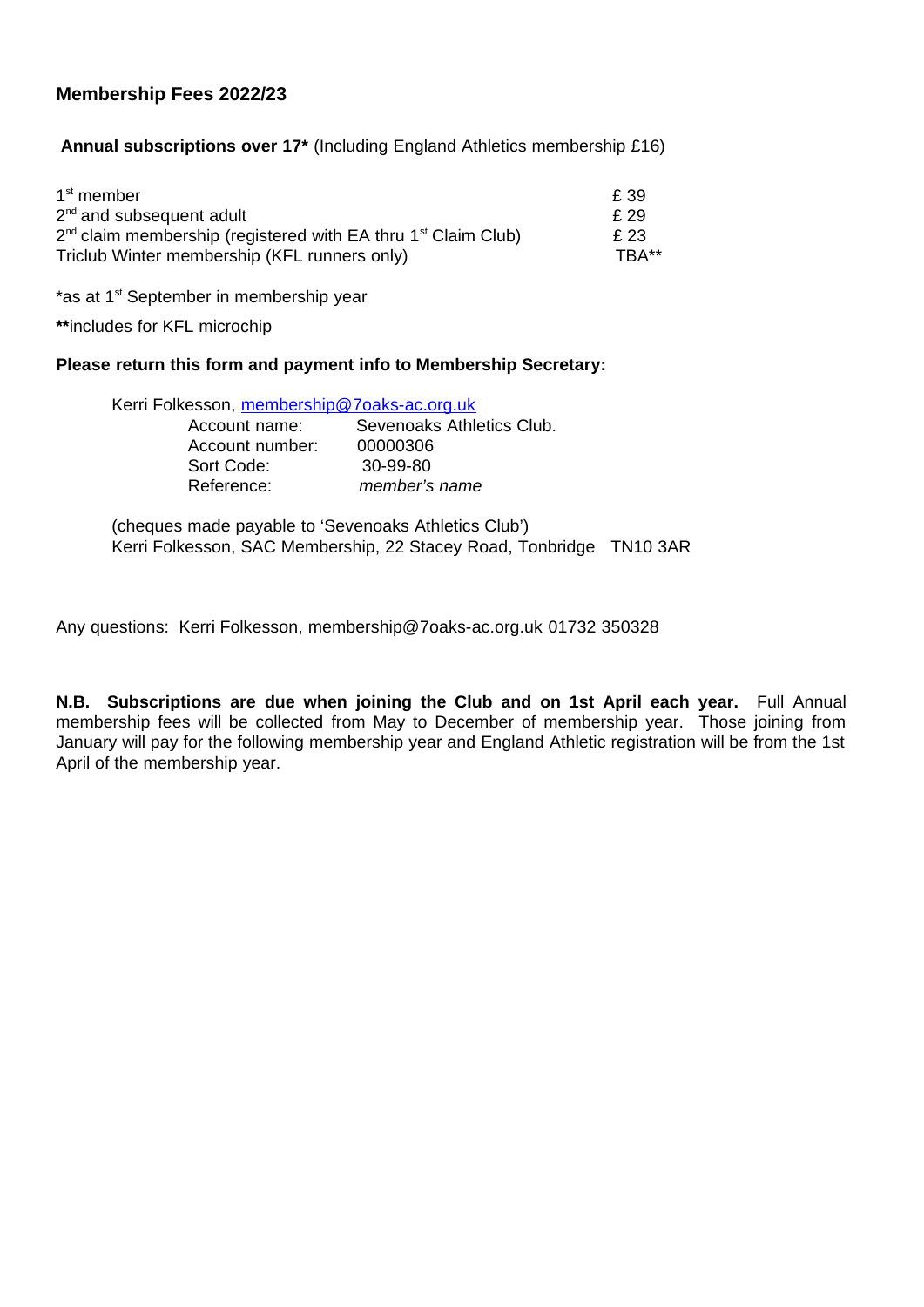## Membership Fees 2022/23

**Annual subscriptions over 17*** (Including England Athletics membership £16)

| | |
|---|---|
| 1st member | £ 39 |
| 2nd and subsequent adult | £ 29 |
| 2nd claim membership (registered with EA thru 1st Claim Club) | £ 23 |
| Triclub Winter membership (KFL runners only) | TBA** |

*as at 1st September in membership year

**includes for KFL microchip

**Please return this form and payment info to Membership Secretary:**

Kerri Folkesson, membership@7oaks-ac.org.uk

| | |
|---|---|
| Account name: | Sevenoaks Athletics Club. |
| Account number: | 00000306 |
| Sort Code: | 30-99-80 |
| Reference: | *member's name* |

(cheques made payable to 'Sevenoaks Athletics Club')
Kerri Folkesson, SAC Membership, 22 Stacey Road, Tonbridge TN10 3AR

Any questions: Kerri Folkesson, membership@7oaks-ac.org.uk 01732 350328

**N.B. Subscriptions are due when joining the Club and on 1st April each year.** Full Annual membership fees will be collected from May to December of membership year. Those joining from January will pay for the following membership year and England Athletic registration will be from the 1st April of the membership year.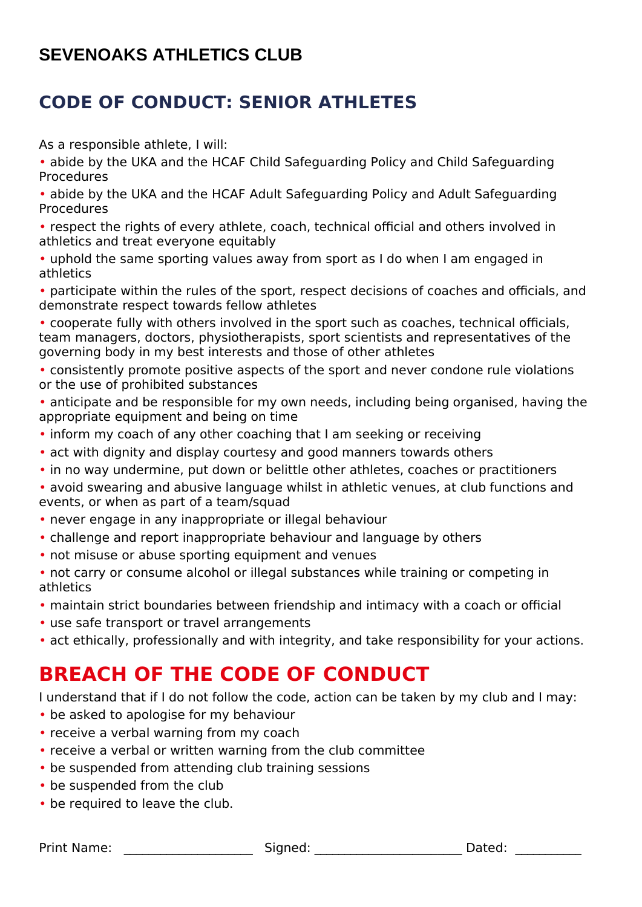## SEVENOAKS ATHLETICS CLUB

# CODE OF CONDUCT: SENIOR ATHLETES

As a responsible athlete, I will:

- abide by the UKA and the HCAF Child Safeguarding Policy and Child Safeguarding Procedures
- abide by the UKA and the HCAF Adult Safeguarding Policy and Adult Safeguarding Procedures
- respect the rights of every athlete, coach, technical official and others involved in athletics and treat everyone equitably
- uphold the same sporting values away from sport as I do when I am engaged in athletics
- participate within the rules of the sport, respect decisions of coaches and officials, and demonstrate respect towards fellow athletes
- cooperate fully with others involved in the sport such as coaches, technical officials, team managers, doctors, physiotherapists, sport scientists and representatives of the governing body in my best interests and those of other athletes
- consistently promote positive aspects of the sport and never condone rule violations or the use of prohibited substances
- anticipate and be responsible for my own needs, including being organised, having the appropriate equipment and being on time
- inform my coach of any other coaching that I am seeking or receiving
- act with dignity and display courtesy and good manners towards others
- in no way undermine, put down or belittle other athletes, coaches or practitioners
- avoid swearing and abusive language whilst in athletic venues, at club functions and events, or when as part of a team/squad
- never engage in any inappropriate or illegal behaviour
- challenge and report inappropriate behaviour and language by others
- not misuse or abuse sporting equipment and venues
- not carry or consume alcohol or illegal substances while training or competing in athletics
- maintain strict boundaries between friendship and intimacy with a coach or official
- use safe transport or travel arrangements
- act ethically, professionally and with integrity, and take responsibility for your actions.

# BREACH OF THE CODE OF CONDUCT

I understand that if I do not follow the code, action can be taken by my club and I may:

- be asked to apologise for my behaviour
- receive a verbal warning from my coach
- receive a verbal or written warning from the club committee
- be suspended from attending club training sessions
- be suspended from the club
- be required to leave the club.

Print Name: ____________________ Signed: ______________________ Dated: __________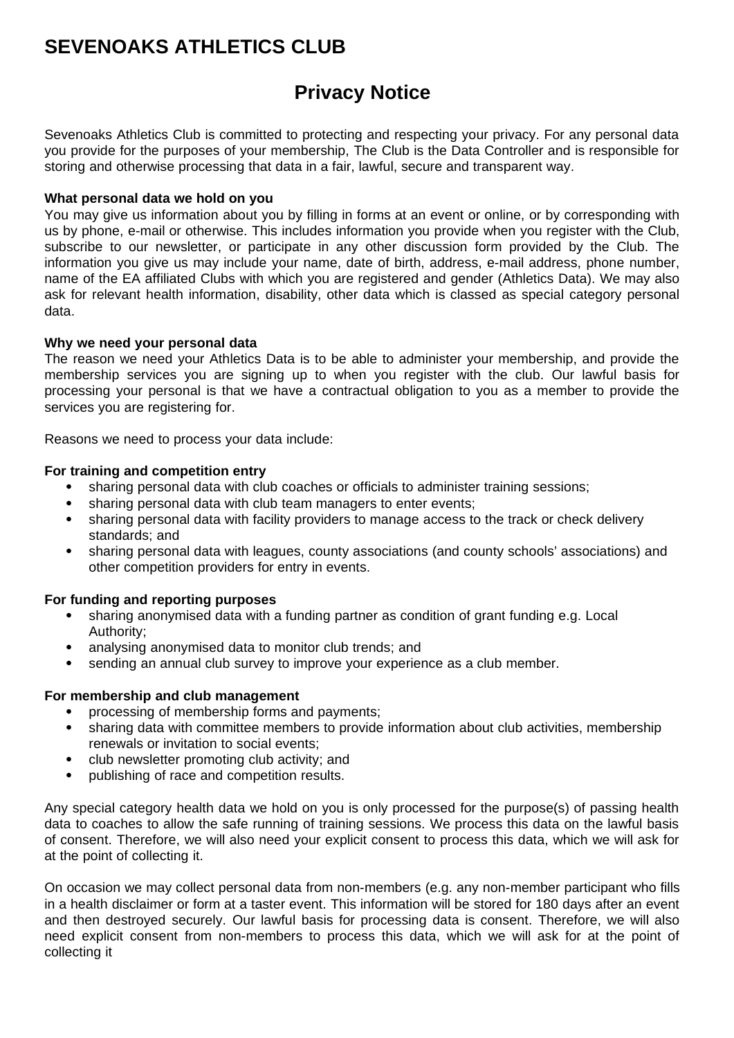# SEVENOAKS ATHLETICS CLUB

## Privacy Notice

Sevenoaks Athletics Club is committed to protecting and respecting your privacy. For any personal data you provide for the purposes of your membership, The Club is the Data Controller and is responsible for storing and otherwise processing that data in a fair, lawful, secure and transparent way.

**What personal data we hold on you**

You may give us information about you by filling in forms at an event or online, or by corresponding with us by phone, e-mail or otherwise. This includes information you provide when you register with the Club, subscribe to our newsletter, or participate in any other discussion form provided by the Club. The information you give us may include your name, date of birth, address, e-mail address, phone number, name of the EA affiliated Clubs with which you are registered and gender (Athletics Data). We may also ask for relevant health information, disability, other data which is classed as special category personal data.

**Why we need your personal data**

The reason we need your Athletics Data is to be able to administer your membership, and provide the membership services you are signing up to when you register with the club. Our lawful basis for processing your personal is that we have a contractual obligation to you as a member to provide the services you are registering for.

Reasons we need to process your data include:

**For training and competition entry**

- sharing personal data with club coaches or officials to administer training sessions;
- sharing personal data with club team managers to enter events;
- sharing personal data with facility providers to manage access to the track or check delivery standards; and
- sharing personal data with leagues, county associations (and county schools' associations) and other competition providers for entry in events.

**For funding and reporting purposes**

- sharing anonymised data with a funding partner as condition of grant funding e.g. Local Authority;
- analysing anonymised data to monitor club trends; and
- sending an annual club survey to improve your experience as a club member.

**For membership and club management**

- processing of membership forms and payments;
- sharing data with committee members to provide information about club activities, membership renewals or invitation to social events;
- club newsletter promoting club activity; and
- publishing of race and competition results.

Any special category health data we hold on you is only processed for the purpose(s) of passing health data to coaches to allow the safe running of training sessions. We process this data on the lawful basis of consent. Therefore, we will also need your explicit consent to process this data, which we will ask for at the point of collecting it.

On occasion we may collect personal data from non-members (e.g. any non-member participant who fills in a health disclaimer or form at a taster event. This information will be stored for 180 days after an event and then destroyed securely. Our lawful basis for processing data is consent. Therefore, we will also need explicit consent from non-members to process this data, which we will ask for at the point of collecting it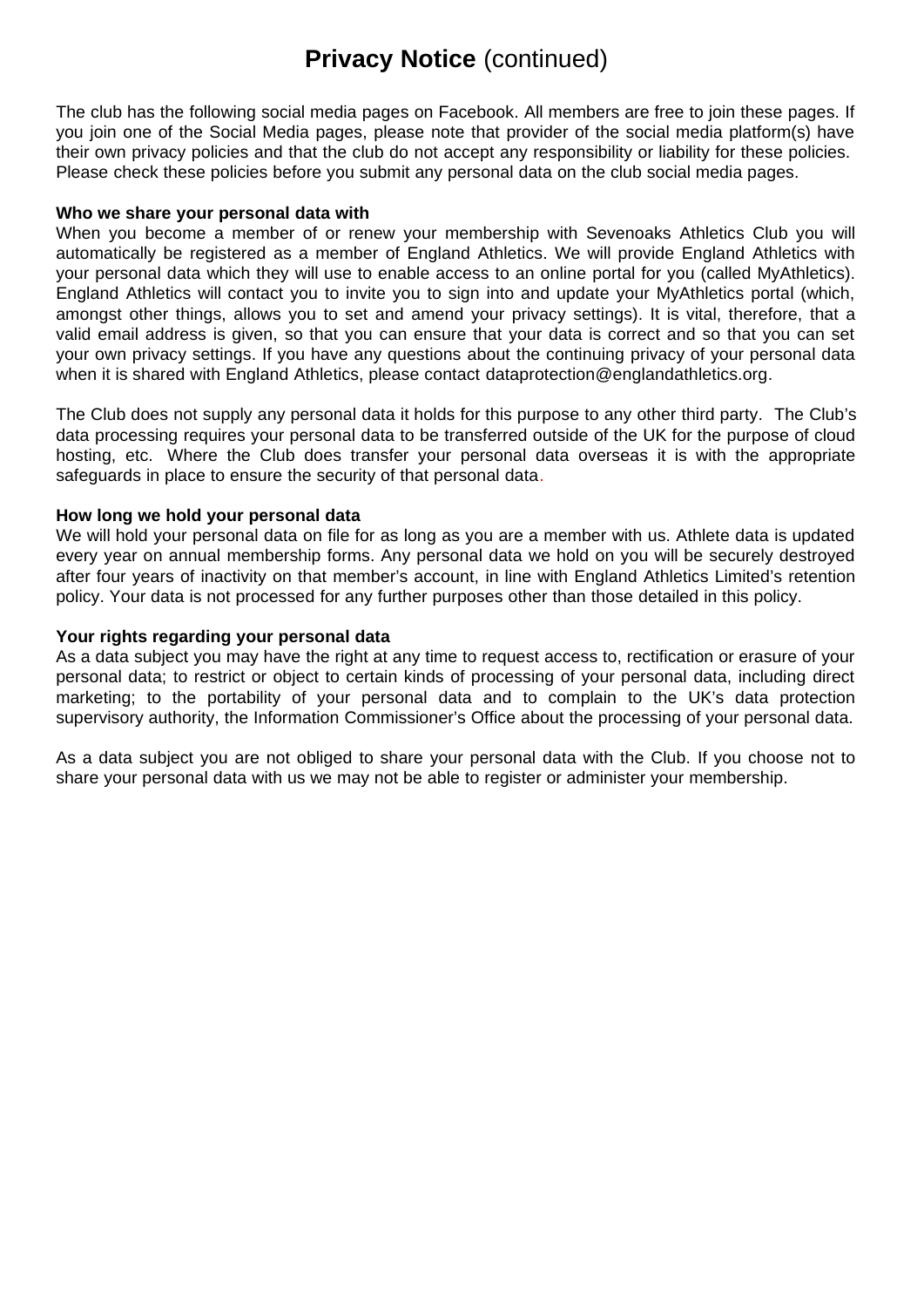# **Privacy Notice** (continued)

The club has the following social media pages on Facebook. All members are free to join these pages. If you join one of the Social Media pages, please note that provider of the social media platform(s) have their own privacy policies and that the club do not accept any responsibility or liability for these policies. Please check these policies before you submit any personal data on the club social media pages.

**Who we share your personal data with**

When you become a member of or renew your membership with Sevenoaks Athletics Club you will automatically be registered as a member of England Athletics. We will provide England Athletics with your personal data which they will use to enable access to an online portal for you (called MyAthletics). England Athletics will contact you to invite you to sign into and update your MyAthletics portal (which, amongst other things, allows you to set and amend your privacy settings). It is vital, therefore, that a valid email address is given, so that you can ensure that your data is correct and so that you can set your own privacy settings. If you have any questions about the continuing privacy of your personal data when it is shared with England Athletics, please contact dataprotection@englandathletics.org.

The Club does not supply any personal data it holds for this purpose to any other third party. The Club's data processing requires your personal data to be transferred outside of the UK for the purpose of cloud hosting, etc. Where the Club does transfer your personal data overseas it is with the appropriate safeguards in place to ensure the security of that personal data.

**How long we hold your personal data**

We will hold your personal data on file for as long as you are a member with us. Athlete data is updated every year on annual membership forms. Any personal data we hold on you will be securely destroyed after four years of inactivity on that member's account, in line with England Athletics Limited's retention policy. Your data is not processed for any further purposes other than those detailed in this policy.

**Your rights regarding your personal data**

As a data subject you may have the right at any time to request access to, rectification or erasure of your personal data; to restrict or object to certain kinds of processing of your personal data, including direct marketing; to the portability of your personal data and to complain to the UK's data protection supervisory authority, the Information Commissioner's Office about the processing of your personal data.

As a data subject you are not obliged to share your personal data with the Club. If you choose not to share your personal data with us we may not be able to register or administer your membership.